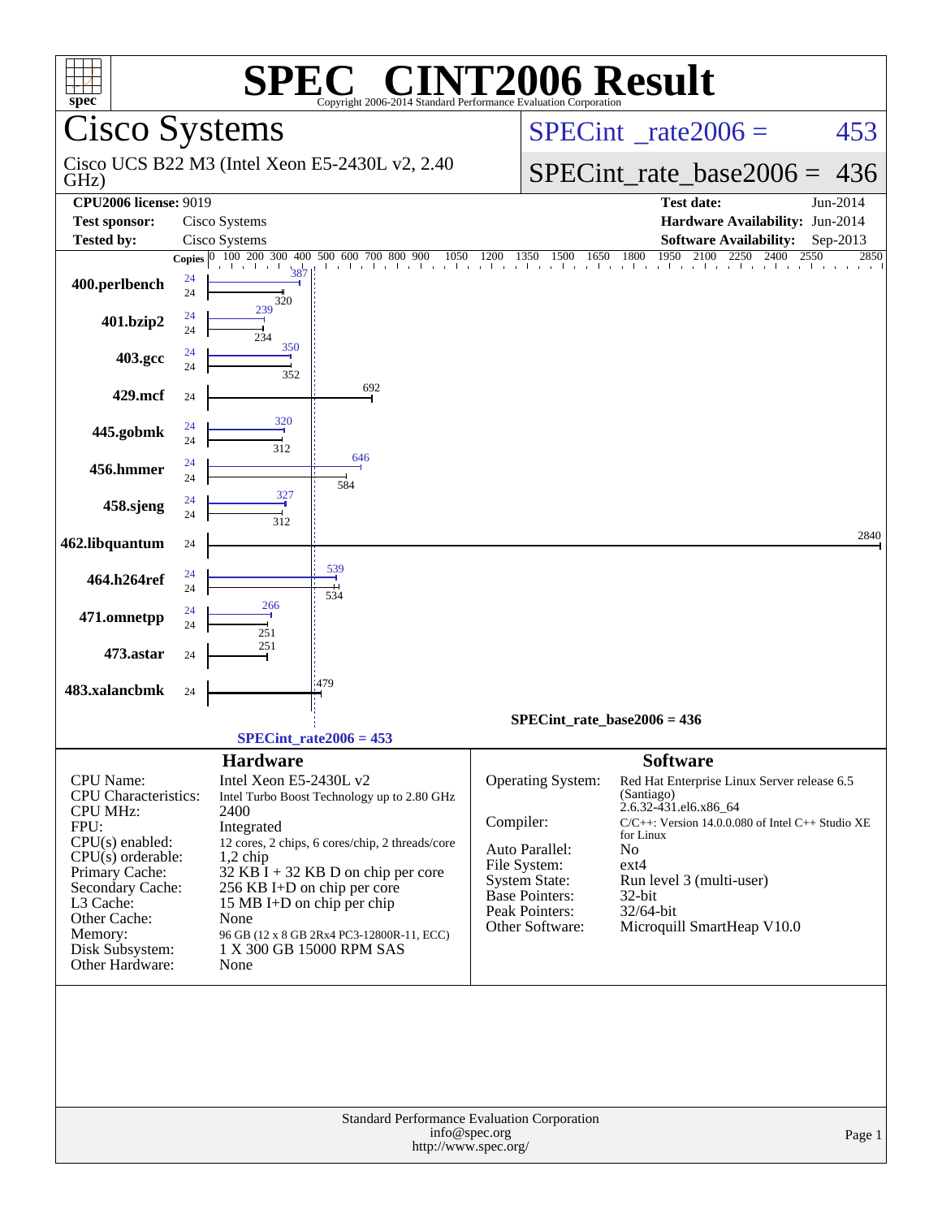# SPEC CINT2006 Result

Copyright 2006-2014 Standard Performance Evaluation Corporation

## Cisco Systems

Cisco UCS B22 M3 (Intel Xeon E5-2430L v2, 2.40 GHz)

SPECint_rate2006 = 453

SPECint_rate_base2006 = 436

| | | | |
|---|---|---|---|
| **CPU2006 license:** 9019 | | **Test date:** | Jun-2014 |
| **Test sponsor:** | Cisco Systems | **Hardware Availability:** | Jun-2014 |
| **Tested by:** | Cisco Systems | **Software Availability:** | Sep-2013 |

| Benchmark | Copies | Peak | Base |
|---|---|---|---|
| 400.perlbench | 24 | 387 | 320 |
| 401.bzip2 | 24 | 239 | 234 |
| 403.gcc | 24 | 350 | 352 |
| 429.mcf | 24 | | 692 |
| 445.gobmk | 24 | 320 | 312 |
| 456.hmmer | 24 | 646 | 584 |
| 458.sjeng | 24 | 327 | 312 |
| 462.libquantum | 24 | | 2840 |
| 464.h264ref | 24 | 539 | 534 |
| 471.omnetpp | 24 | 266 | 251 |
| 473.astar | 24 | | 251 |
| 483.xalancbmk | 24 | | 479 |

SPECint_rate_base2006 = 436

SPECint_rate2006 = 453

### Hardware

| | |
|---|---|
| CPU Name: | Intel Xeon E5-2430L v2 |
| CPU Characteristics: | Intel Turbo Boost Technology up to 2.80 GHz |
| CPU MHz: | 2400 |
| FPU: | Integrated |
| CPU(s) enabled: | 12 cores, 2 chips, 6 cores/chip, 2 threads/core |
| CPU(s) orderable: | 1,2 chip |
| Primary Cache: | 32 KB I + 32 KB D on chip per core |
| Secondary Cache: | 256 KB I+D on chip per core |
| L3 Cache: | 15 MB I+D on chip per chip |
| Other Cache: | None |
| Memory: | 96 GB (12 x 8 GB 2Rx4 PC3-12800R-11, ECC) |
| Disk Subsystem: | 1 X 300 GB 15000 RPM SAS |
| Other Hardware: | None |

### Software

| | |
|---|---|
| Operating System: | Red Hat Enterprise Linux Server release 6.5 (Santiago) 2.6.32-431.el6.x86_64 |
| Compiler: | C/C++: Version 14.0.0.080 of Intel C++ Studio XE for Linux |
| Auto Parallel: | No |
| File System: | ext4 |
| System State: | Run level 3 (multi-user) |
| Base Pointers: | 32-bit |
| Peak Pointers: | 32/64-bit |
| Other Software: | Microquill SmartHeap V10.0 |

Standard Performance Evaluation Corporation
info@spec.org
http://www.spec.org/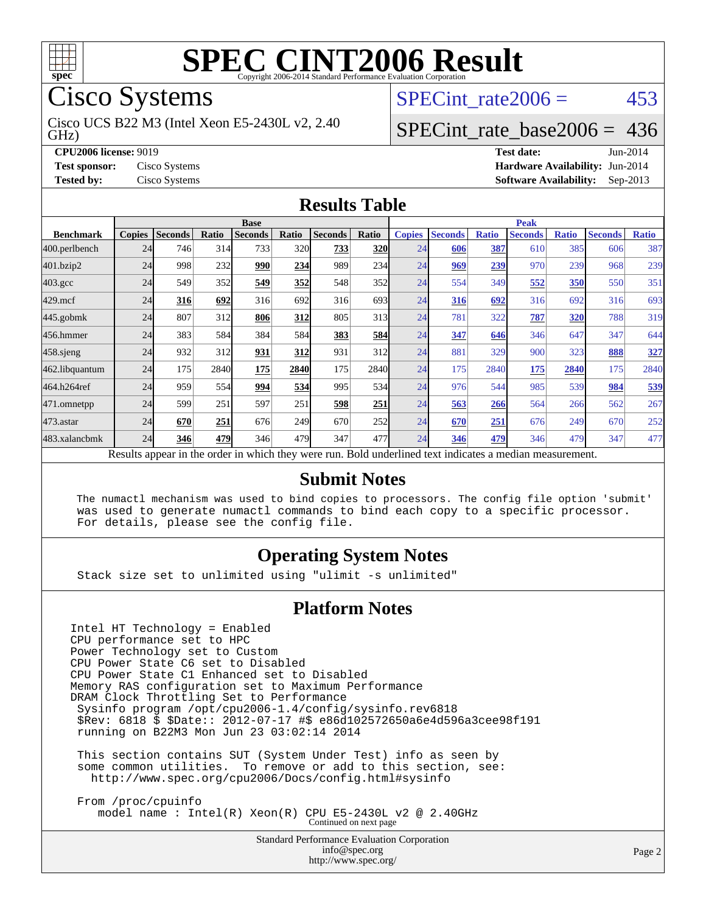# SPEC CINT2006 Result

Copyright 2006-2014 Standard Performance Evaluation Corporation

## Cisco Systems

Cisco UCS B22 M3 (Intel Xeon E5-2430L v2, 2.40 GHz)

SPECint_rate2006 = 453

SPECint_rate_base2006 = 436

**CPU2006 license:** 9019
**Test sponsor:** Cisco Systems
**Tested by:** Cisco Systems

**Test date:** Jun-2014
**Hardware Availability:** Jun-2014
**Software Availability:** Sep-2013

## Results Table

| Benchmark | Base | | | | | | | Peak | | | | | | |
|---|---|---|---|---|---|---|---|---|---|---|---|---|---|---|
| | Copies | Seconds | Ratio | Seconds | Ratio | Seconds | Ratio | Copies | Seconds | Ratio | Seconds | Ratio | Seconds | Ratio |
| 400.perlbench | 24 | 746 | 314 | 733 | 320 | **733** | **320** | 24 | **606** | **387** | 610 | 385 | 606 | 387 |
| 401.bzip2 | 24 | 998 | 232 | **990** | **234** | 989 | 234 | 24 | **969** | **239** | 970 | 239 | 968 | 239 |
| 403.gcc | 24 | 549 | 352 | **549** | **352** | 548 | 352 | 24 | 554 | 349 | **552** | **350** | 550 | 351 |
| 429.mcf | 24 | **316** | **692** | 316 | 692 | 316 | 693 | 24 | **316** | **692** | 316 | 692 | 316 | 693 |
| 445.gobmk | 24 | 807 | 312 | **806** | **312** | 805 | 313 | 24 | 781 | 322 | **787** | **320** | 788 | 319 |
| 456.hmmer | 24 | 383 | 584 | 384 | 584 | **383** | **584** | 24 | **347** | **646** | 346 | 647 | 347 | 644 |
| 458.sjeng | 24 | 932 | 312 | **931** | **312** | 931 | 312 | 24 | 881 | 329 | 900 | 323 | **888** | **327** |
| 462.libquantum | 24 | 175 | 2840 | **175** | **2840** | 175 | 2840 | 24 | 175 | 2840 | **175** | **2840** | 175 | 2840 |
| 464.h264ref | 24 | 959 | 554 | **994** | **534** | 995 | 534 | 24 | 976 | 544 | 985 | 539 | **984** | **539** |
| 471.omnetpp | 24 | 599 | 251 | 597 | 251 | **598** | **251** | 24 | **563** | **266** | 564 | 266 | 562 | 267 |
| 473.astar | 24 | **670** | **251** | 676 | 249 | 670 | 252 | 24 | **670** | **251** | 676 | 249 | 670 | 252 |
| 483.xalancbmk | 24 | **346** | **479** | 346 | 479 | 347 | 477 | 24 | **346** | **479** | 346 | 479 | 347 | 477 |

Results appear in the order in which they were run. Bold underlined text indicates a median measurement.

## Submit Notes

```
The numactl mechanism was used to bind copies to processors. The config file option 'submit'
was used to generate numactl commands to bind each copy to a specific processor.
For details, please see the config file.
```

## Operating System Notes

```
Stack size set to unlimited using "ulimit -s unlimited"
```

## Platform Notes

```
Intel HT Technology = Enabled
CPU performance set to HPC
Power Technology set to Custom
CPU Power State C6 set to Disabled
CPU Power State C1 Enhanced set to Disabled
Memory RAS configuration set to Maximum Performance
DRAM Clock Throttling Set to Performance
 Sysinfo program /opt/cpu2006-1.4/config/sysinfo.rev6818
 $Rev: 6818 $ $Date:: 2012-07-17 #$ e86d102572650a6e4d596a3cee98f191
 running on B22M3 Mon Jun 23 03:02:14 2014

 This section contains SUT (System Under Test) info as seen by
 some common utilities.  To remove or add to this section, see:
   http://www.spec.org/cpu2006/Docs/config.html#sysinfo

 From /proc/cpuinfo
    model name : Intel(R) Xeon(R) CPU E5-2430L v2 @ 2.40GHz
```

Continued on next page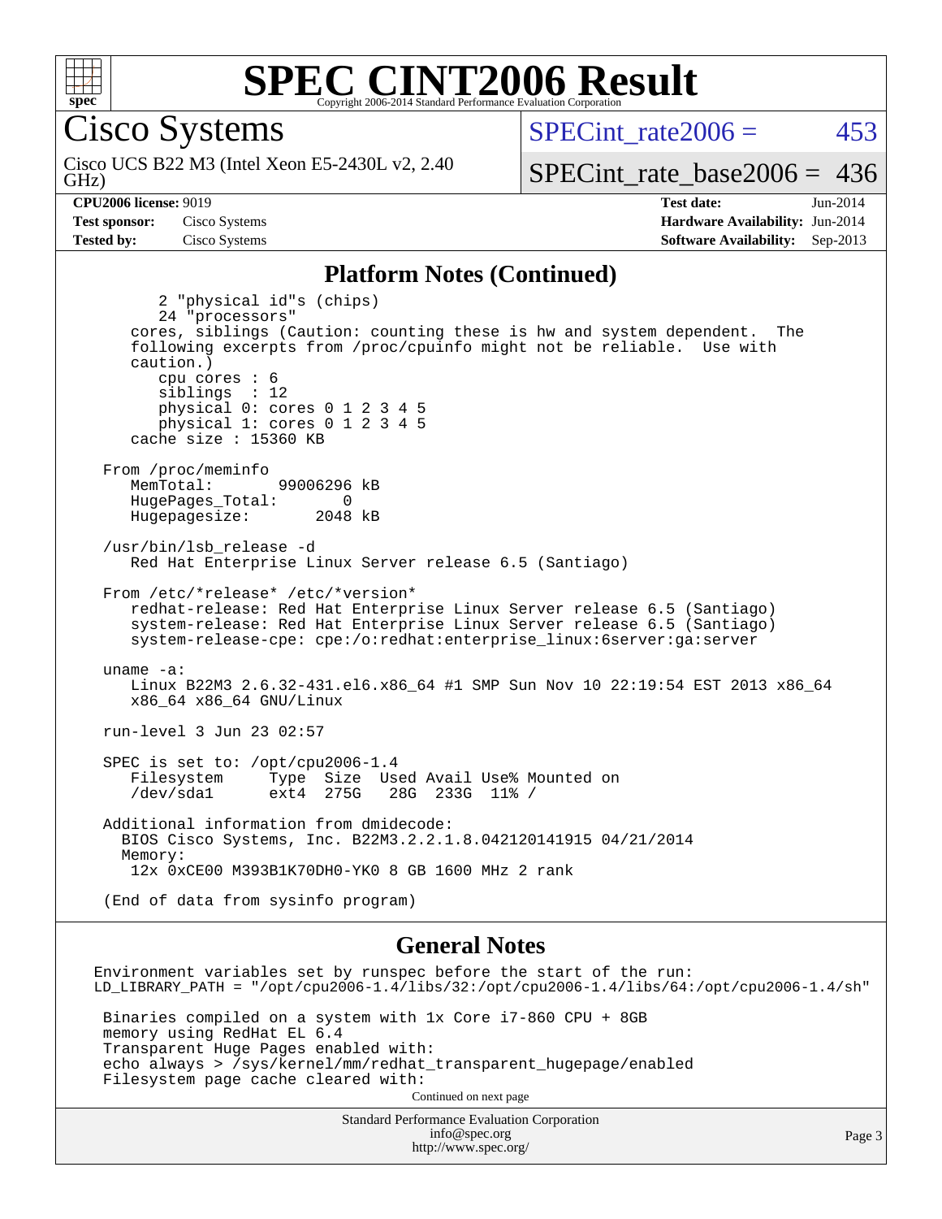# SPEC CINT2006 Result

## Cisco Systems

Cisco UCS B22 M3 (Intel Xeon E5-2430L v2, 2.40 GHz)

SPECint_rate2006 = 453

SPECint_rate_base2006 = 436

**CPU2006 license:** 9019
**Test sponsor:** Cisco Systems
**Tested by:** Cisco Systems

**Test date:** Jun-2014
**Hardware Availability:** Jun-2014
**Software Availability:** Sep-2013

## Platform Notes (Continued)

```
        2 "physical id"s (chips)
        24 "processors"
     cores, siblings (Caution: counting these is hw and system dependent.  The
     following excerpts from /proc/cpuinfo might not be reliable.  Use with
     caution.)
        cpu cores : 6
        siblings  : 12
        physical 0: cores 0 1 2 3 4 5
        physical 1: cores 0 1 2 3 4 5
     cache size : 15360 KB

  From /proc/meminfo
     MemTotal:       99006296 kB
     HugePages_Total:       0
     Hugepagesize:       2048 kB

  /usr/bin/lsb_release -d
     Red Hat Enterprise Linux Server release 6.5 (Santiago)

  From /etc/*release* /etc/*version*
     redhat-release: Red Hat Enterprise Linux Server release 6.5 (Santiago)
     system-release: Red Hat Enterprise Linux Server release 6.5 (Santiago)
     system-release-cpe: cpe:/o:redhat:enterprise_linux:6server:ga:server

  uname -a:
     Linux B22M3 2.6.32-431.el6.x86_64 #1 SMP Sun Nov 10 22:19:54 EST 2013 x86_64
     x86_64 x86_64 GNU/Linux

  run-level 3 Jun 23 02:57

  SPEC is set to: /opt/cpu2006-1.4
     Filesystem     Type  Size  Used Avail Use% Mounted on
     /dev/sda1      ext4  275G   28G  233G  11% /

  Additional information from dmidecode:
    BIOS Cisco Systems, Inc. B22M3.2.2.1.8.042120141915 04/21/2014
    Memory:
     12x 0xCE00 M393B1K70DH0-YK0 8 GB 1600 MHz 2 rank

  (End of data from sysinfo program)
```

## General Notes

```
Environment variables set by runspec before the start of the run:
LD_LIBRARY_PATH = "/opt/cpu2006-1.4/libs/32:/opt/cpu2006-1.4/libs/64:/opt/cpu2006-1.4/sh"

 Binaries compiled on a system with 1x Core i7-860 CPU + 8GB
 memory using RedHat EL 6.4
 Transparent Huge Pages enabled with:
 echo always > /sys/kernel/mm/redhat_transparent_hugepage/enabled
 Filesystem page cache cleared with:
```

Continued on next page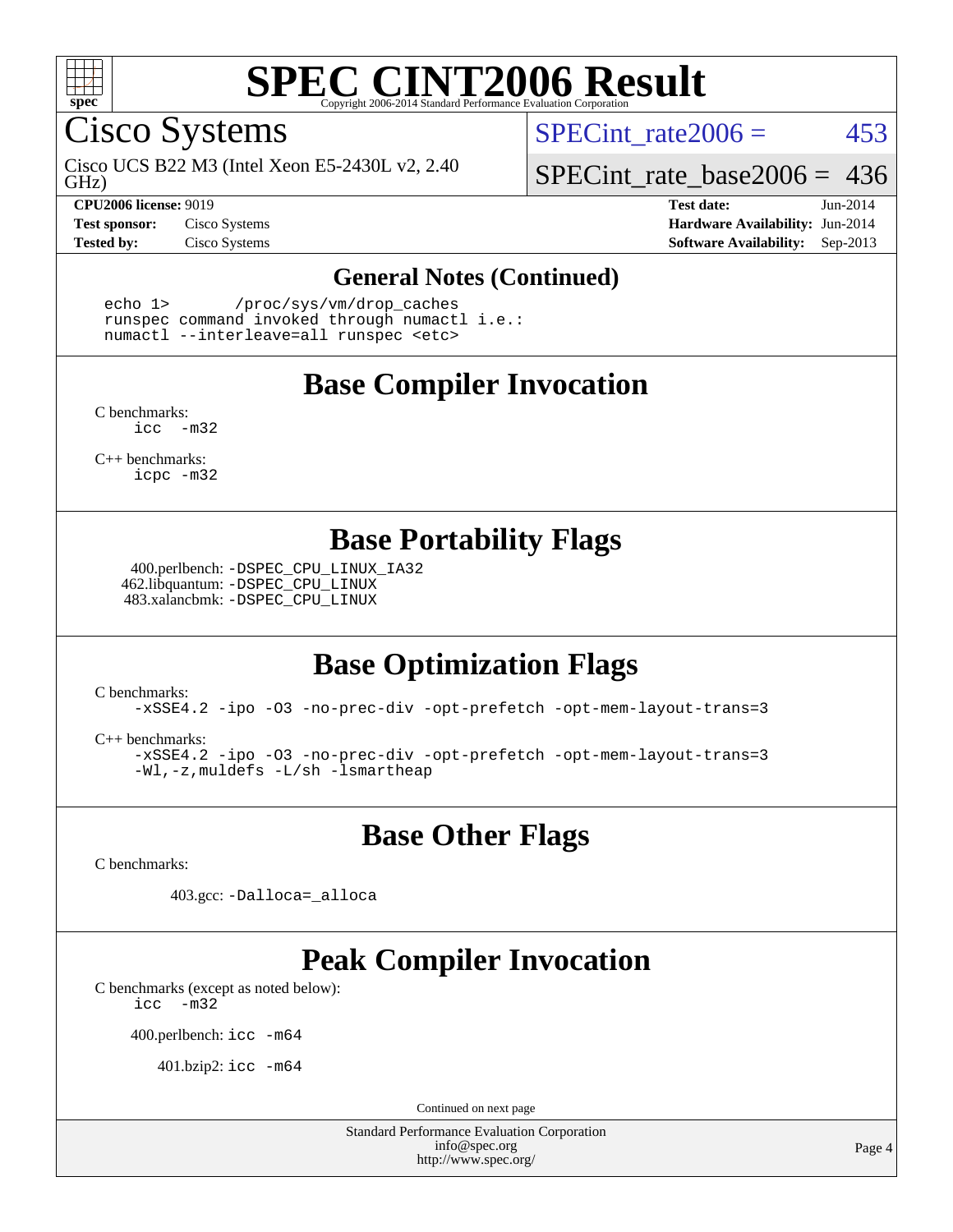# SPEC CINT2006 Result

Copyright 2006-2014 Standard Performance Evaluation Corporation

## Cisco Systems

Cisco UCS B22 M3 (Intel Xeon E5-2430L v2, 2.40 GHz)

SPECint_rate2006 = 453

SPECint_rate_base2006 = 436

**CPU2006 license:** 9019
**Test sponsor:** Cisco Systems
**Tested by:** Cisco Systems

**Test date:** Jun-2014
**Hardware Availability:** Jun-2014
**Software Availability:** Sep-2013

### General Notes (Continued)

```
echo 1>       /proc/sys/vm/drop_caches
runspec command invoked through numactl i.e.:
numactl --interleave=all runspec <etc>
```

## Base Compiler Invocation

C benchmarks:
`icc -m32`

C++ benchmarks:
`icpc -m32`

## Base Portability Flags

400.perlbench: `-DSPEC_CPU_LINUX_IA32`
462.libquantum: `-DSPEC_CPU_LINUX`
483.xalancbmk: `-DSPEC_CPU_LINUX`

## Base Optimization Flags

C benchmarks:
`-xSSE4.2 -ipo -O3 -no-prec-div -opt-prefetch -opt-mem-layout-trans=3`

C++ benchmarks:
`-xSSE4.2 -ipo -O3 -no-prec-div -opt-prefetch -opt-mem-layout-trans=3 -Wl,-z,muldefs -L/sh -lsmartheap`

## Base Other Flags

C benchmarks:

403.gcc: `-Dalloca=_alloca`

## Peak Compiler Invocation

C benchmarks (except as noted below):
`icc -m32`

400.perlbench: `icc -m64`

401.bzip2: `icc -m64`

Continued on next page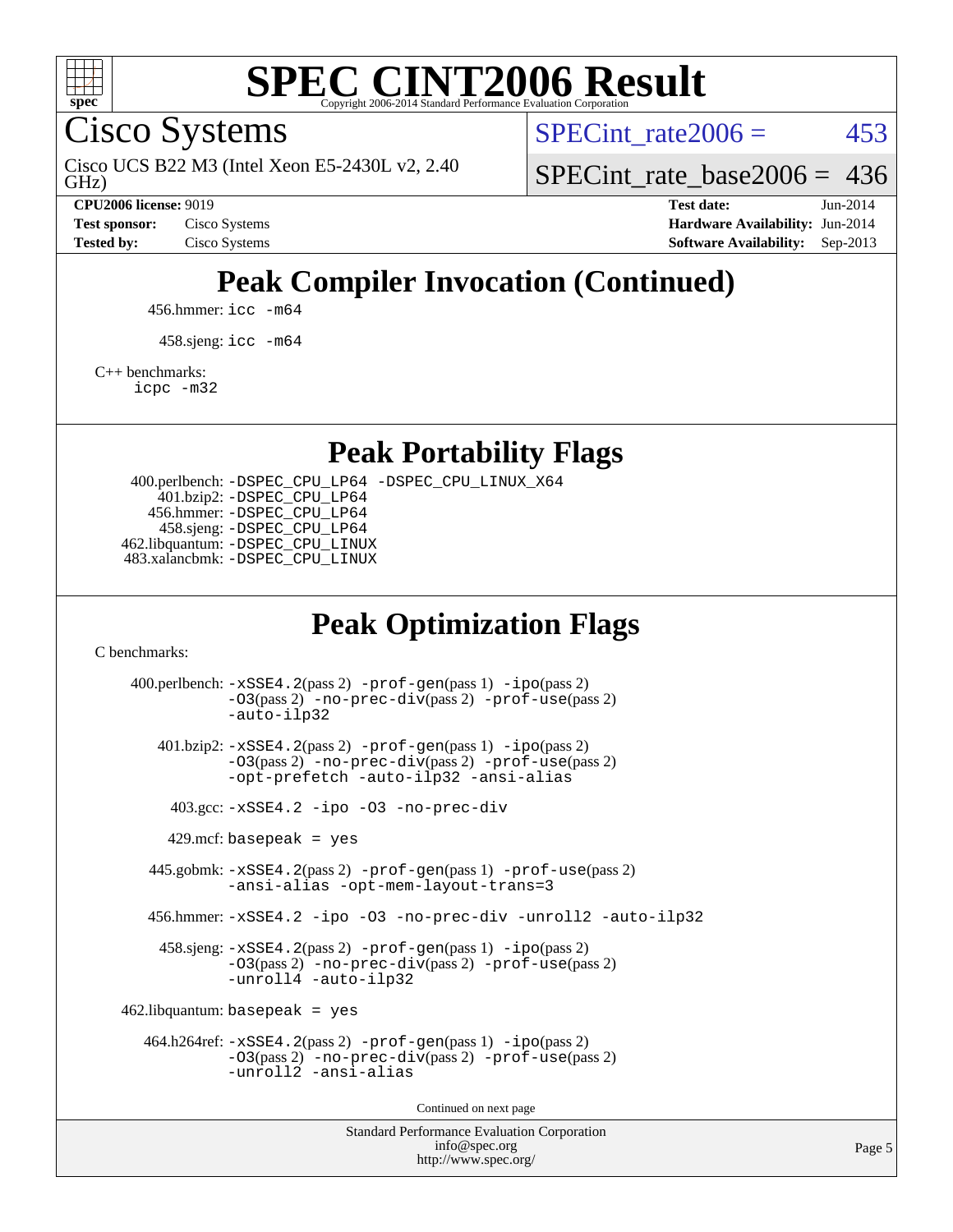# SPEC CINT2006 Result

Cisco Systems

Cisco UCS B22 M3 (Intel Xeon E5-2430L v2, 2.40 GHz)

SPECint_rate2006 = 453

SPECint_rate_base2006 = 436

**CPU2006 license:** 9019
**Test sponsor:** Cisco Systems
**Tested by:** Cisco Systems

**Test date:** Jun-2014
**Hardware Availability:** Jun-2014
**Software Availability:** Sep-2013

## Peak Compiler Invocation (Continued)

456.hmmer: `icc -m64`

458.sjeng: `icc -m64`

C++ benchmarks:
`icpc -m32`

## Peak Portability Flags

400.perlbench: `-DSPEC_CPU_LP64 -DSPEC_CPU_LINUX_X64`
401.bzip2: `-DSPEC_CPU_LP64`
456.hmmer: `-DSPEC_CPU_LP64`
458.sjeng: `-DSPEC_CPU_LP64`
462.libquantum: `-DSPEC_CPU_LINUX`
483.xalancbmk: `-DSPEC_CPU_LINUX`

## Peak Optimization Flags

C benchmarks:

400.perlbench: `-xSSE4.2`(pass 2) `-prof-gen`(pass 1) `-ipo`(pass 2) `-O3`(pass 2) `-no-prec-div`(pass 2) `-prof-use`(pass 2) `-auto-ilp32`

401.bzip2: `-xSSE4.2`(pass 2) `-prof-gen`(pass 1) `-ipo`(pass 2) `-O3`(pass 2) `-no-prec-div`(pass 2) `-prof-use`(pass 2) `-opt-prefetch -auto-ilp32 -ansi-alias`

403.gcc: `-xSSE4.2 -ipo -O3 -no-prec-div`

429.mcf: `basepeak = yes`

445.gobmk: `-xSSE4.2`(pass 2) `-prof-gen`(pass 1) `-prof-use`(pass 2) `-ansi-alias -opt-mem-layout-trans=3`

456.hmmer: `-xSSE4.2 -ipo -O3 -no-prec-div -unroll2 -auto-ilp32`

458.sjeng: `-xSSE4.2`(pass 2) `-prof-gen`(pass 1) `-ipo`(pass 2) `-O3`(pass 2) `-no-prec-div`(pass 2) `-prof-use`(pass 2) `-unroll4 -auto-ilp32`

462.libquantum: `basepeak = yes`

464.h264ref: `-xSSE4.2`(pass 2) `-prof-gen`(pass 1) `-ipo`(pass 2) `-O3`(pass 2) `-no-prec-div`(pass 2) `-prof-use`(pass 2) `-unroll2 -ansi-alias`

Continued on next page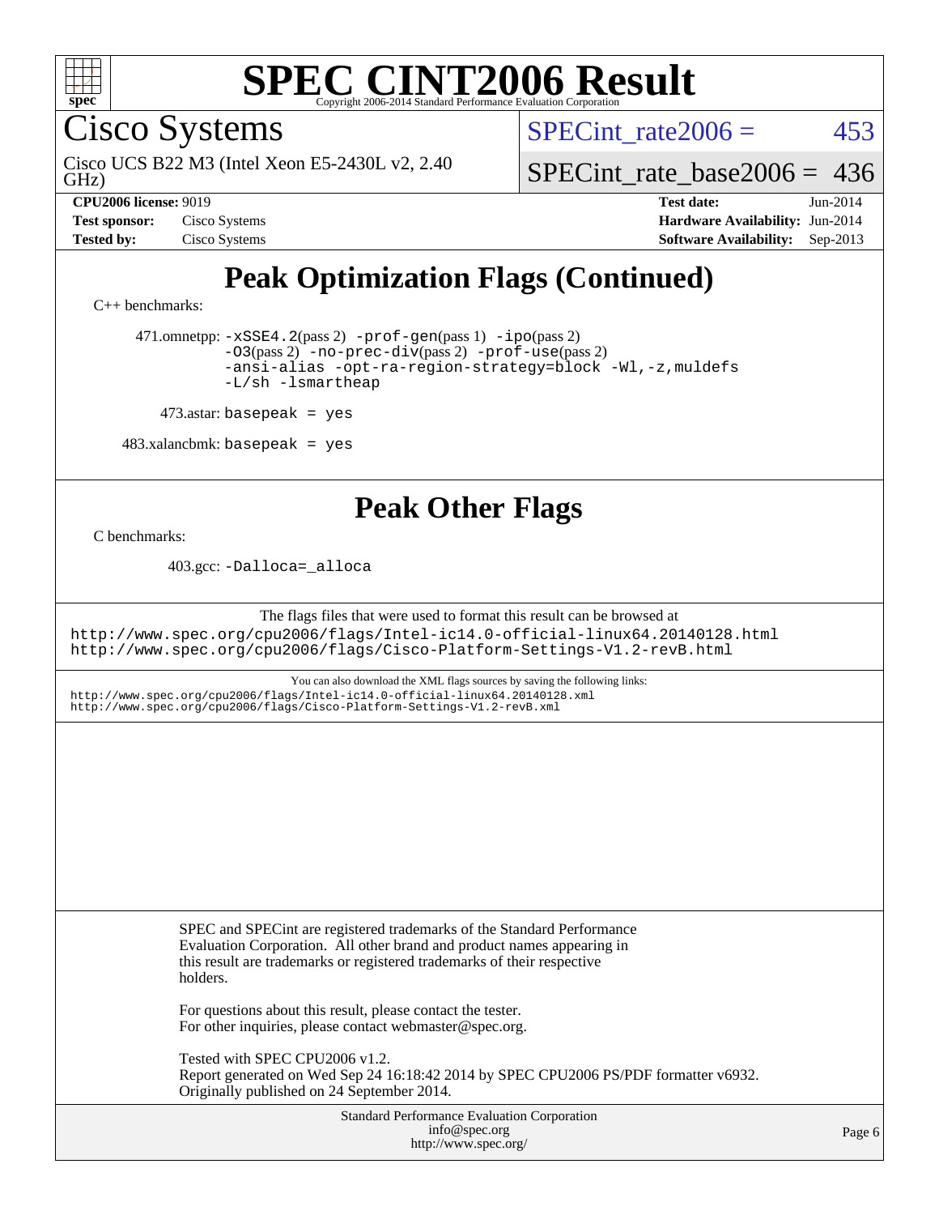# Peak Optimization Flags (Continued)

C++ benchmarks:

471.omnetpp: -xSSE4.2(pass 2) -prof-gen(pass 1) -ipo(pass 2) -O3(pass 2) -no-prec-div(pass 2) -prof-use(pass 2) -ansi-alias -opt-ra-region-strategy=block -Wl,-z,muldefs -L/sh -lsmartheap

473.astar: basepeak = yes

483.xalancbmk: basepeak = yes

# Peak Other Flags

C benchmarks:

403.gcc: -Dalloca=_alloca

The flags files that were used to format this result can be browsed at
http://www.spec.org/cpu2006/flags/Intel-ic14.0-official-linux64.20140128.html
http://www.spec.org/cpu2006/flags/Cisco-Platform-Settings-V1.2-revB.html

You can also download the XML flags sources by saving the following links:
http://www.spec.org/cpu2006/flags/Intel-ic14.0-official-linux64.20140128.xml
http://www.spec.org/cpu2006/flags/Cisco-Platform-Settings-V1.2-revB.xml

SPEC and SPECint are registered trademarks of the Standard Performance Evaluation Corporation. All other brand and product names appearing in this result are trademarks or registered trademarks of their respective holders.

For questions about this result, please contact the tester.
For other inquiries, please contact webmaster@spec.org.

Tested with SPEC CPU2006 v1.2.
Report generated on Wed Sep 24 16:18:42 2014 by SPEC CPU2006 PS/PDF formatter v6932.
Originally published on 24 September 2014.